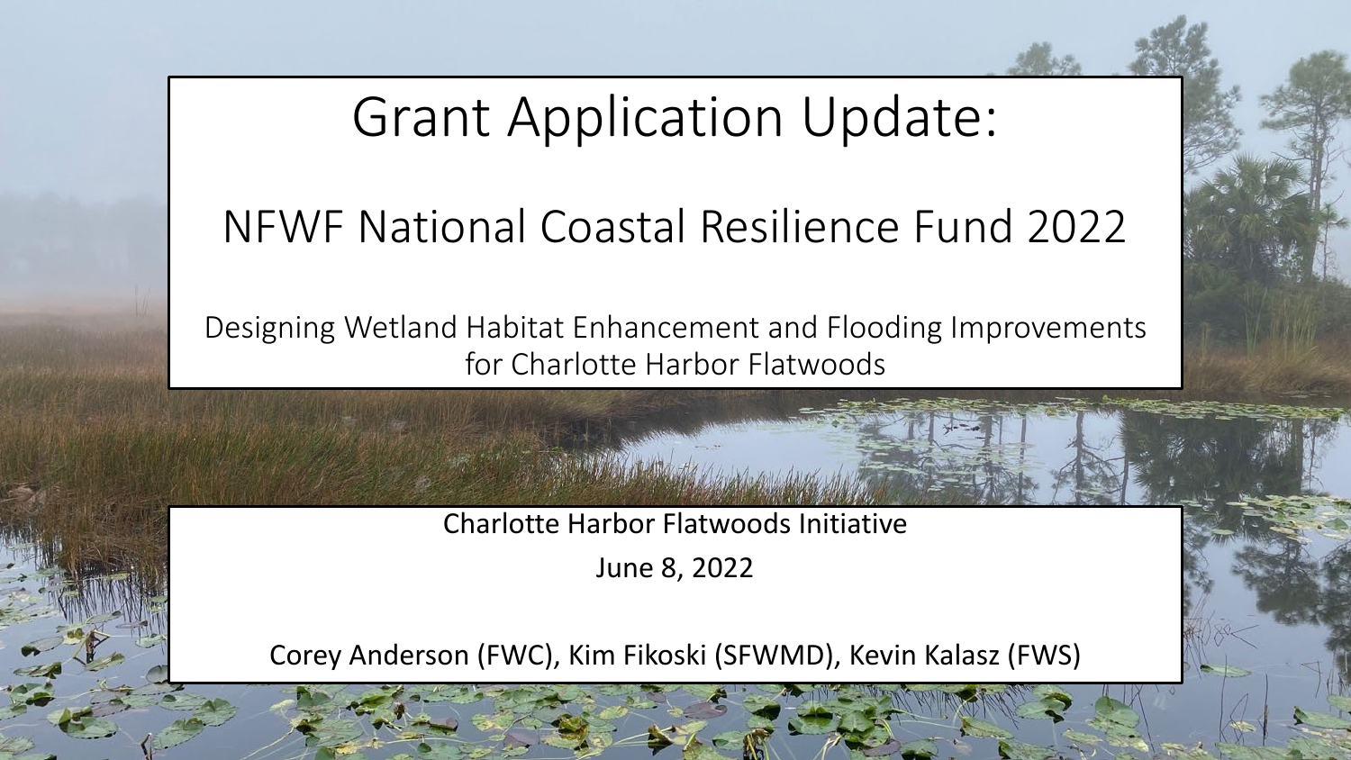# Grant Application Update:

## NFWF National Coastal Resilience Fund 2022

Designing Wetland Habitat Enhancement and Flooding Improvements for Charlotte Harbor Flatwoods

Charlotte Harbor Flatwoods Initiative

June 8, 2022

Corey Anderson (FWC), Kim Fikoski (SFWMD), Kevin Kalasz (FWS)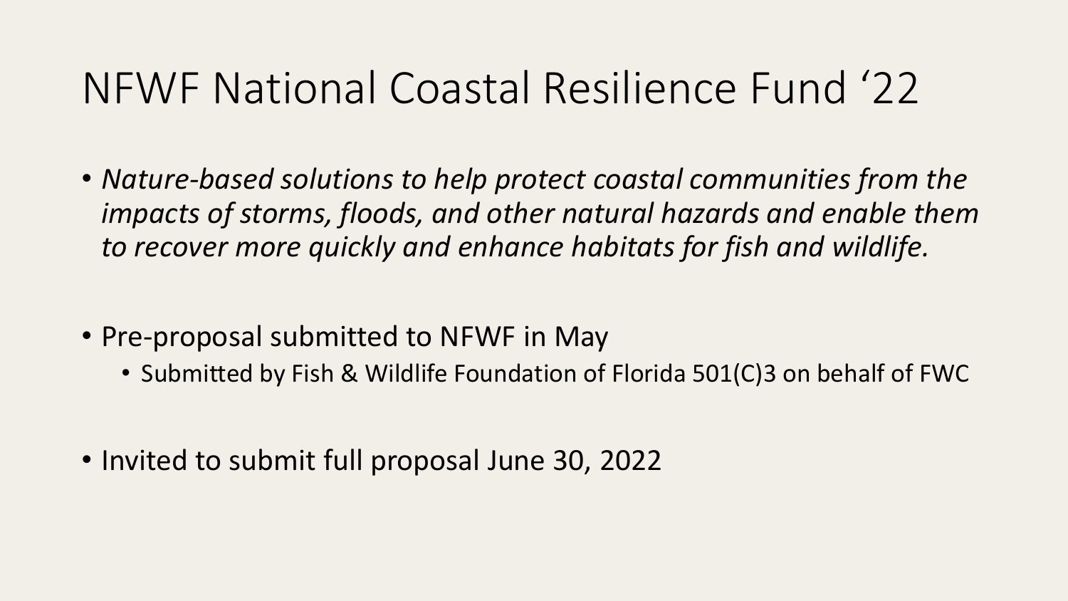# NFWF National Coastal Resilience Fund ‘22

- *Nature-based solutions to help protect coastal communities from the impacts of storms, floods, and other natural hazards and enable them to recover more quickly and enhance habitats for fish and wildlife.*

- Pre-proposal submitted to NFWF in May
  - Submitted by Fish & Wildlife Foundation of Florida 501(C)3 on behalf of FWC

- Invited to submit full proposal June 30, 2022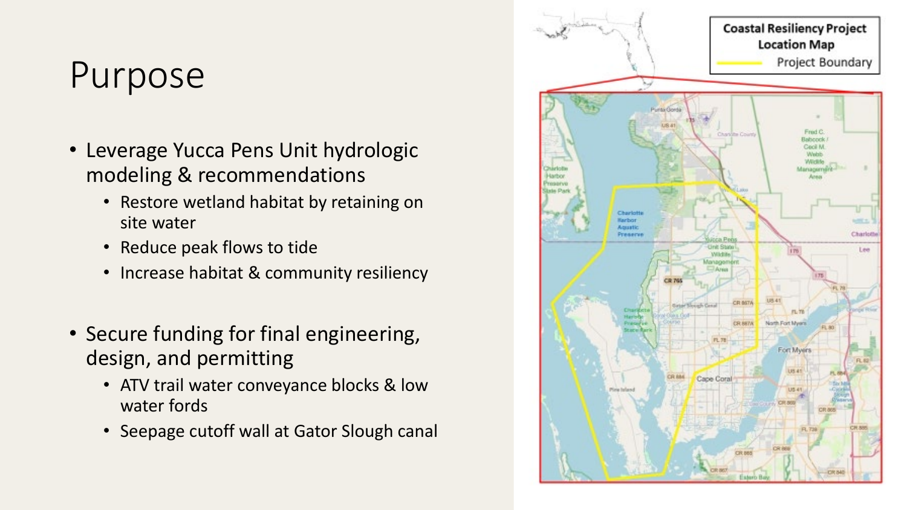# Purpose

- Leverage Yucca Pens Unit hydrologic modeling & recommendations
  - Restore wetland habitat by retaining on site water
  - Reduce peak flows to tide
  - Increase habitat & community resiliency

- Secure funding for final engineering, design, and permitting
  - ATV trail water conveyance blocks & low water fords
  - Seepage cutoff wall at Gator Slough canal

**Coastal Resiliency Project Location Map**

Project Boundary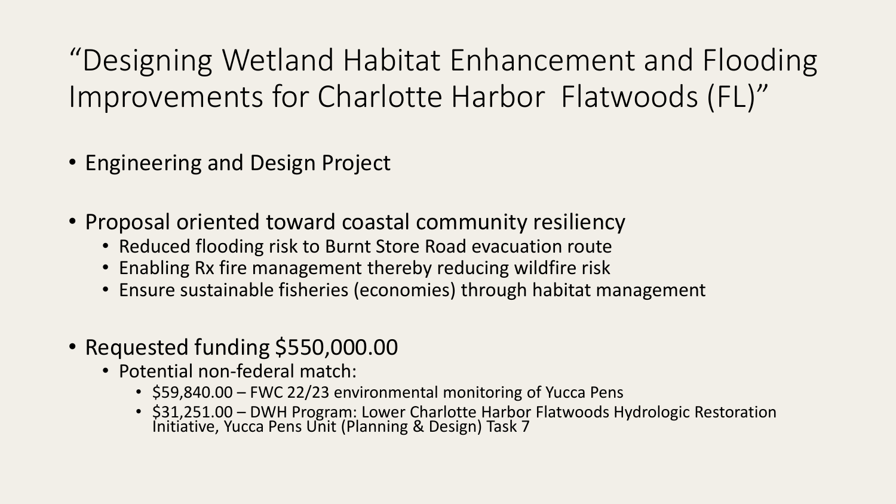# "Designing Wetland Habitat Enhancement and Flooding Improvements for Charlotte Harbor  Flatwoods (FL)"

- Engineering and Design Project
- Proposal oriented toward coastal community resiliency
  - Reduced flooding risk to Burnt Store Road evacuation route
  - Enabling Rx fire management thereby reducing wildfire risk
  - Ensure sustainable fisheries (economies) through habitat management
- Requested funding $550,000.00
  - Potential non-federal match:
    - $59,840.00 – FWC 22/23 environmental monitoring of Yucca Pens
    - $31,251.00 – DWH Program: Lower Charlotte Harbor Flatwoods Hydrologic Restoration Initiative, Yucca Pens Unit (Planning & Design) Task 7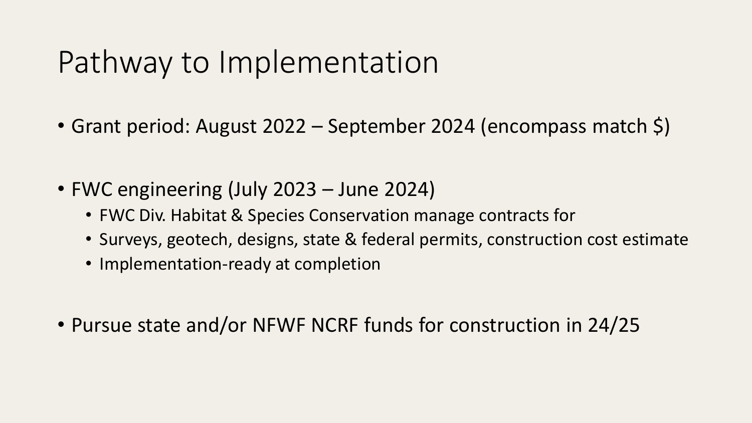# Pathway to Implementation

- Grant period: August 2022 – September 2024 (encompass match $)

- FWC engineering (July 2023 – June 2024)
  - FWC Div. Habitat & Species Conservation manage contracts for
  - Surveys, geotech, designs, state & federal permits, construction cost estimate
  - Implementation-ready at completion

- Pursue state and/or NFWF NCRF funds for construction in 24/25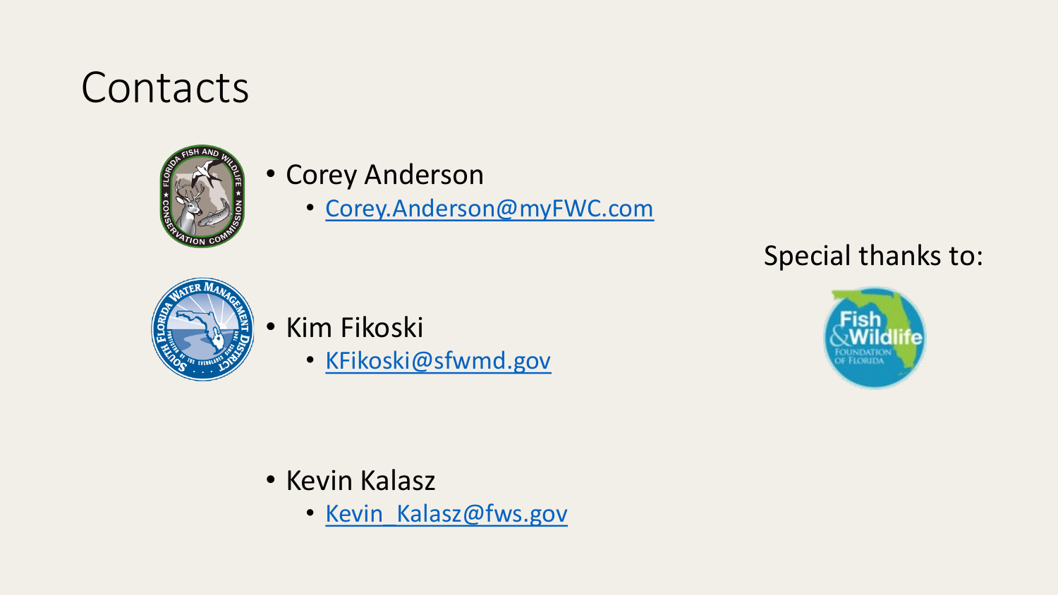# Contacts

- Corey Anderson
  - Corey.Anderson@myFWC.com
- Kim Fikoski
  - KFikoski@sfwmd.gov
- Kevin Kalasz
  - Kevin_Kalasz@fws.gov

Special thanks to: